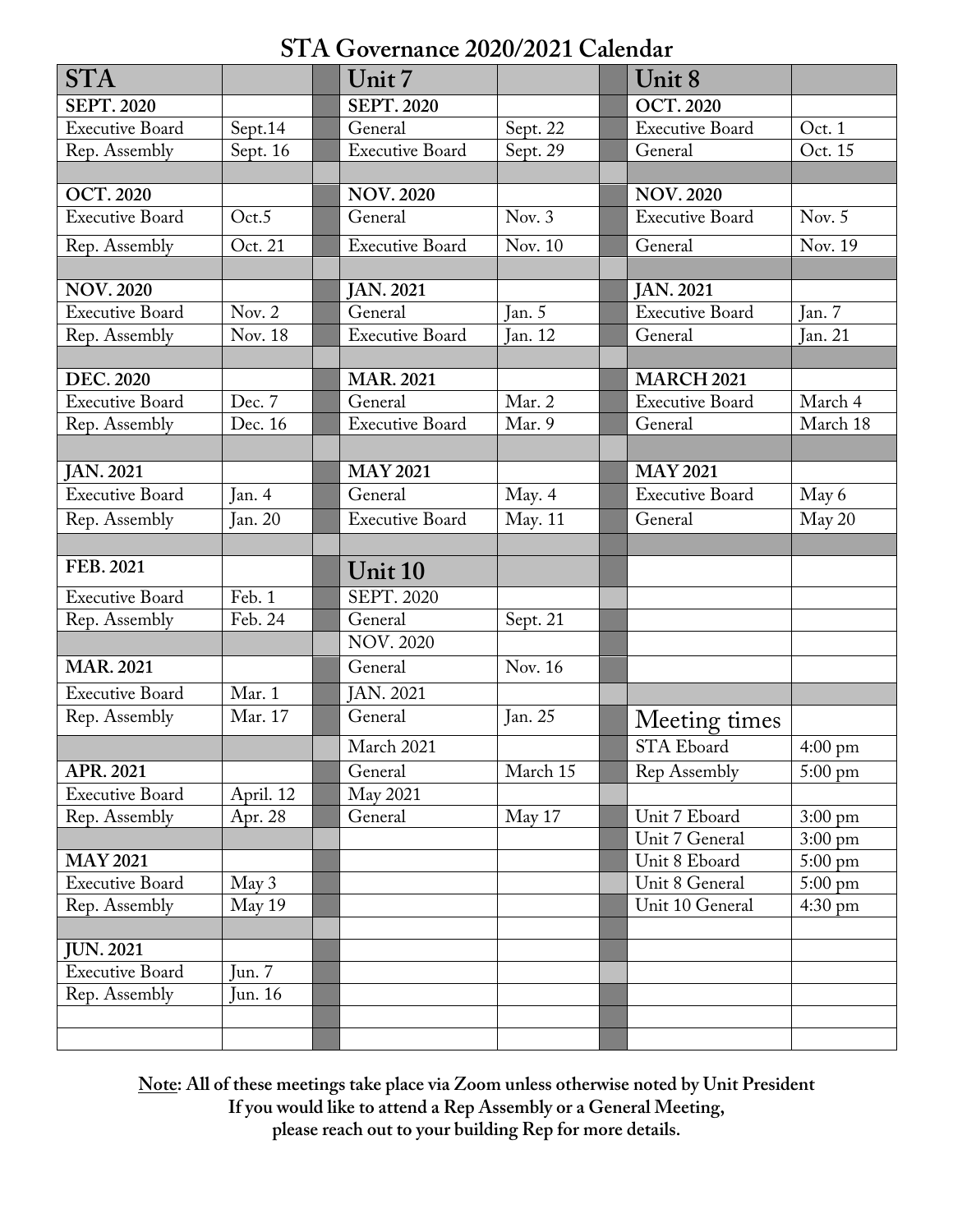# STA Governance 2020/2021 Calendar

| STA | | | Unit 7 | | | Unit 8 | |
|---|---|---|---|---|---|---|---|
| **SEPT. 2020** | | | **SEPT. 2020** | | | **OCT. 2020** | |
| Executive Board | Sept.14 | | General | Sept. 22 | | Executive Board | Oct. 1 |
| Rep. Assembly | Sept. 16 | | Executive Board | Sept. 29 | | General | Oct. 15 |
| | | | | | | | |
| **OCT. 2020** | | | **NOV. 2020** | | | **NOV. 2020** | |
| Executive Board | Oct.5 | | General | Nov. 3 | | Executive Board | Nov. 5 |
| Rep. Assembly | Oct. 21 | | Executive Board | Nov. 10 | | General | Nov. 19 |
| | | | | | | | |
| **NOV. 2020** | | | **JAN. 2021** | | | **JAN. 2021** | |
| Executive Board | Nov. 2 | | General | Jan. 5 | | Executive Board | Jan. 7 |
| Rep. Assembly | Nov. 18 | | Executive Board | Jan. 12 | | General | Jan. 21 |
| | | | | | | | |
| **DEC. 2020** | | | **MAR. 2021** | | | **MARCH 2021** | |
| Executive Board | Dec. 7 | | General | Mar. 2 | | Executive Board | March 4 |
| Rep. Assembly | Dec. 16 | | Executive Board | Mar. 9 | | General | March 18 |
| | | | | | | | |
| **JAN. 2021** | | | **MAY 2021** | | | **MAY 2021** | |
| Executive Board | Jan. 4 | | General | May. 4 | | Executive Board | May 6 |
| Rep. Assembly | Jan. 20 | | Executive Board | May. 11 | | General | May 20 |
| | | | | | | | |
| **FEB. 2021** | | | **Unit 10** | | | | |
| Executive Board | Feb. 1 | | SEPT. 2020 | | | | |
| Rep. Assembly | Feb. 24 | | General | Sept. 21 | | | |
| | | | NOV. 2020 | | | | |
| **MAR. 2021** | | | General | Nov. 16 | | | |
| Executive Board | Mar. 1 | | JAN. 2021 | | | | |
| Rep. Assembly | Mar. 17 | | General | Jan. 25 | | Meeting times | |
| | | | March 2021 | | | STA Eboard | 4:00 pm |
| **APR. 2021** | | | General | March 15 | | Rep Assembly | 5:00 pm |
| Executive Board | April. 12 | | May 2021 | | | | |
| Rep. Assembly | Apr. 28 | | General | May 17 | | Unit 7 Eboard | 3:00 pm |
| | | | | | | Unit 7 General | 3:00 pm |
| **MAY 2021** | | | | | | Unit 8 Eboard | 5:00 pm |
| Executive Board | May 3 | | | | | Unit 8 General | 5:00 pm |
| Rep. Assembly | May 19 | | | | | Unit 10 General | 4:30 pm |
| | | | | | | | |
| **JUN. 2021** | | | | | | | |
| Executive Board | Jun. 7 | | | | | | |
| Rep. Assembly | Jun. 16 | | | | | | |

**Note: All of these meetings take place via Zoom unless otherwise noted by Unit President**
**If you would like to attend a Rep Assembly or a General Meeting,**
**please reach out to your building Rep for more details.**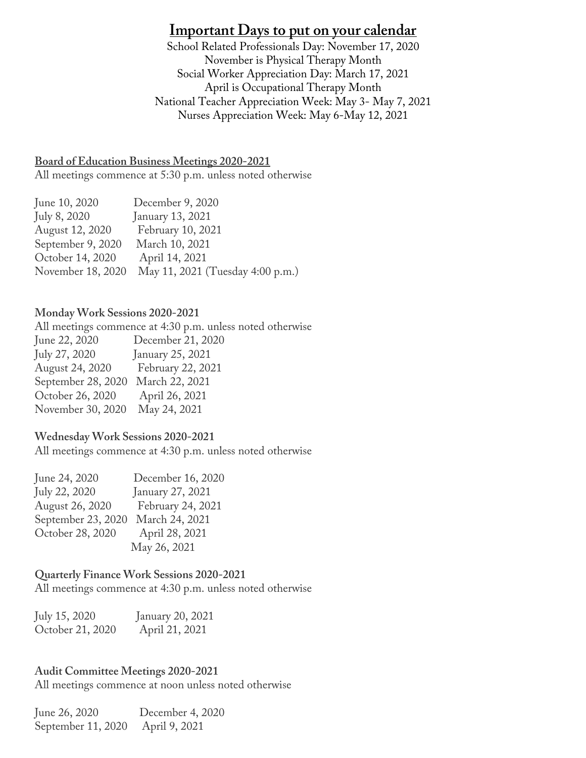## Important Days to put on your calendar

School Related Professionals Day: November 17, 2020
November is Physical Therapy Month
Social Worker Appreciation Day: March 17, 2021
April is Occupational Therapy Month
National Teacher Appreciation Week: May 3- May 7, 2021
Nurses Appreciation Week: May 6-May 12, 2021

**Board of Education Business Meetings 2020-2021**

All meetings commence at 5:30 p.m. unless noted otherwise

| | |
|---|---|
| June 10, 2020 | December 9, 2020 |
| July 8, 2020 | January 13, 2021 |
| August 12, 2020 | February 10, 2021 |
| September 9, 2020 | March 10, 2021 |
| October 14, 2020 | April 14, 2021 |
| November 18, 2020 | May 11, 2021 (Tuesday 4:00 p.m.) |

**Monday Work Sessions 2020-2021**

All meetings commence at 4:30 p.m. unless noted otherwise

| | |
|---|---|
| June 22, 2020 | December 21, 2020 |
| July 27, 2020 | January 25, 2021 |
| August 24, 2020 | February 22, 2021 |
| September 28, 2020 | March 22, 2021 |
| October 26, 2020 | April 26, 2021 |
| November 30, 2020 | May 24, 2021 |

**Wednesday Work Sessions 2020-2021**

All meetings commence at 4:30 p.m. unless noted otherwise

| | |
|---|---|
| June 24, 2020 | December 16, 2020 |
| July 22, 2020 | January 27, 2021 |
| August 26, 2020 | February 24, 2021 |
| September 23, 2020 | March 24, 2021 |
| October 28, 2020 | April 28, 2021 |
| | May 26, 2021 |

**Quarterly Finance Work Sessions 2020-2021**

All meetings commence at 4:30 p.m. unless noted otherwise

| | |
|---|---|
| July 15, 2020 | January 20, 2021 |
| October 21, 2020 | April 21, 2021 |

**Audit Committee Meetings 2020-2021**

All meetings commence at noon unless noted otherwise

| | |
|---|---|
| June 26, 2020 | December 4, 2020 |
| September 11, 2020 | April 9, 2021 |